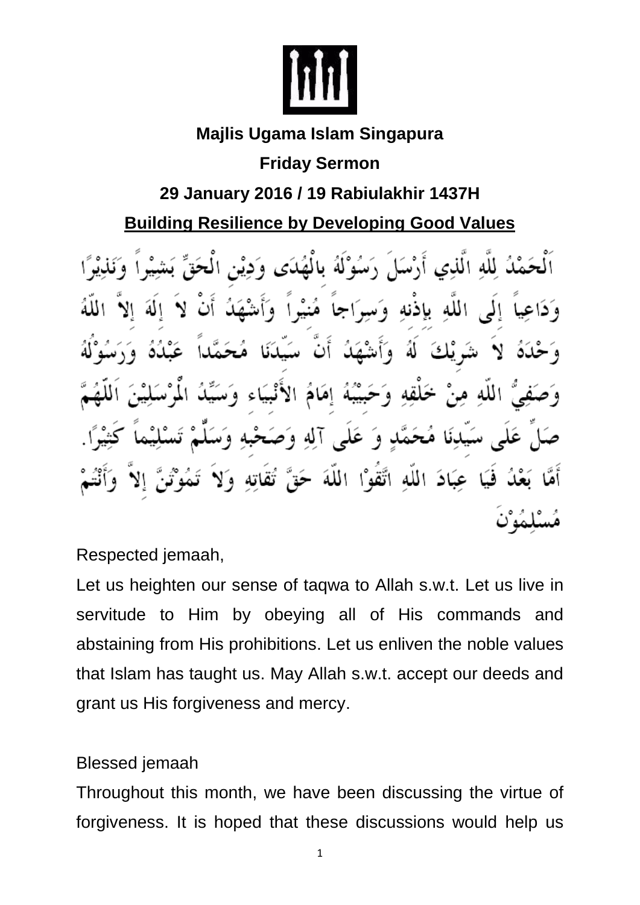**Majlis Ugama Islam Singapura**

**Friday Sermon**

**29 January 2016 / 19 Rabiulakhir 1437H**

# Building Resilience by Developing Good Values

اَلْحَمْدُ لِلَّهِ الَّذِي أَرْسَلَ رَسُوْلَهُ بِالْهُدَى وَدِيْنِ الْحَقِّ بَشِيْراً وَنَذِيْرًا وَدَاعِياً إِلَى اللَّهِ بِإِذْنِهِ وَسِرَاجاً مُنِيْراً وَأَشْهَدُ أَنْ لاَ إِلَهَ إِلاَّ اللّهُ وَحْدَهُ لاَ شَرِيْكَ لَهُ وَأَشْهَدُ أَنَّ سَيِّدَنَا مُحَمَّداً عَبْدُهُ وَرَسُوْلُهُ وَصَفِيُّ اللّهِ مِنْ خَلْقِهِ وَحَبِيْبُهُ إِمَامُ الأَنْبِيَاء وَسَيِّدُ الْمُرْسَلِيْنَ اَللّهُمَّ صَلِّ عَلَى سَيِّدِنَا مُحَمَّدٍ وَ عَلَى آلِهِ وَصَحْبِهِ وَسَلِّمْ تَسْلِيْماً كَثِيْرًا. أَمَّا بَعْدُ فَيَا عِبَادَ اللّهِ اتَّقُوْا اللّهَ حَقَّ تُقَاتِهِ وَلاَ تَمُوْتُنَّ إِلاَّ وَأَنْتُمْ مُسْلِمُوْنَ

Respected jemaah,

Let us heighten our sense of taqwa to Allah s.w.t. Let us live in servitude to Him by obeying all of His commands and abstaining from His prohibitions. Let us enliven the noble values that Islam has taught us. May Allah s.w.t. accept our deeds and grant us His forgiveness and mercy.

Blessed jemaah

Throughout this month, we have been discussing the virtue of forgiveness. It is hoped that these discussions would help us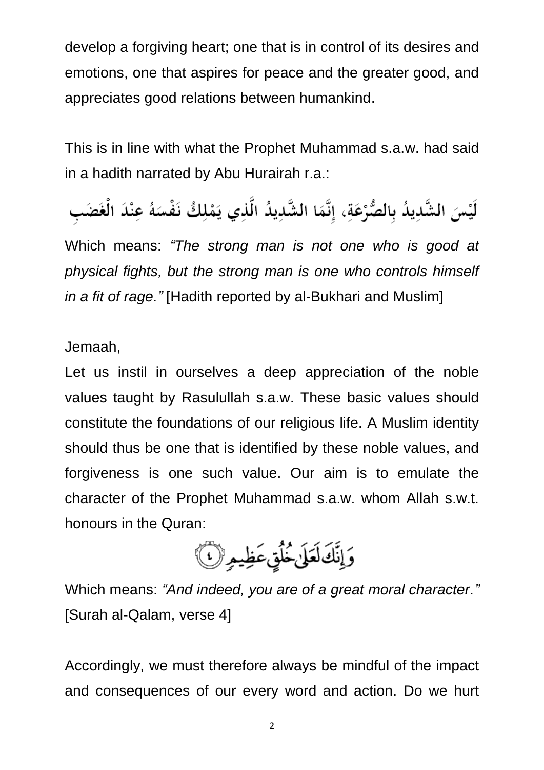develop a forgiving heart; one that is in control of its desires and emotions, one that aspires for peace and the greater good, and appreciates good relations between humankind.

This is in line with what the Prophet Muhammad s.a.w. had said in a hadith narrated by Abu Hurairah r.a.:

لَيْسَ الشَّدِيدُ بِالصُّرَعَةِ، إِنَّمَا الشَّدِيدُ الَّذِي يَمْلِكُ نَفْسَهُ عِنْدَ الْغَضَبِ

Which means: *"The strong man is not one who is good at physical fights, but the strong man is one who controls himself in a fit of rage."* [Hadith reported by al-Bukhari and Muslim]

Jemaah,
Let us instil in ourselves a deep appreciation of the noble values taught by Rasulullah s.a.w. These basic values should constitute the foundations of our religious life. A Muslim identity should thus be one that is identified by these noble values, and forgiveness is one such value. Our aim is to emulate the character of the Prophet Muhammad s.a.w. whom Allah s.w.t. honours in the Quran:

وَإِنَّكَ لَعَلَىٰ خُلُقٍ عَظِيمٍ ﴿٤﴾

Which means: *"And indeed, you are of a great moral character."* [Surah al-Qalam, verse 4]

Accordingly, we must therefore always be mindful of the impact and consequences of our every word and action. Do we hurt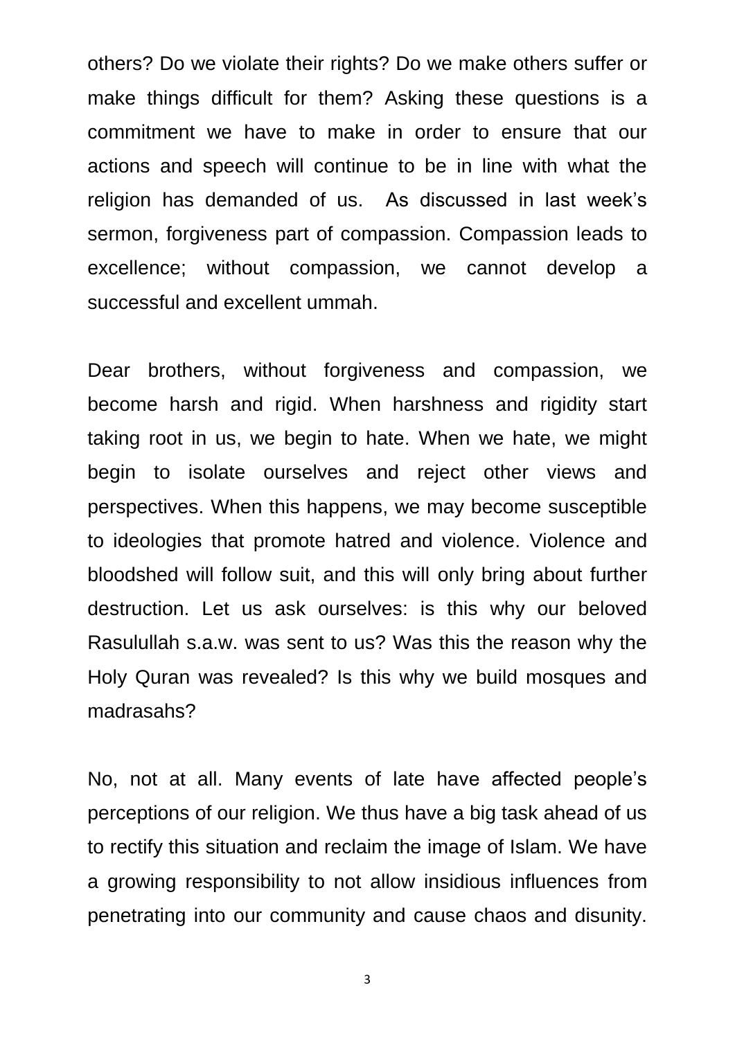others? Do we violate their rights? Do we make others suffer or make things difficult for them? Asking these questions is a commitment we have to make in order to ensure that our actions and speech will continue to be in line with what the religion has demanded of us. As discussed in last week's sermon, forgiveness part of compassion. Compassion leads to excellence; without compassion, we cannot develop a successful and excellent ummah.

Dear brothers, without forgiveness and compassion, we become harsh and rigid. When harshness and rigidity start taking root in us, we begin to hate. When we hate, we might begin to isolate ourselves and reject other views and perspectives. When this happens, we may become susceptible to ideologies that promote hatred and violence. Violence and bloodshed will follow suit, and this will only bring about further destruction. Let us ask ourselves: is this why our beloved Rasulullah s.a.w. was sent to us? Was this the reason why the Holy Quran was revealed? Is this why we build mosques and madrasahs?

No, not at all. Many events of late have affected people's perceptions of our religion. We thus have a big task ahead of us to rectify this situation and reclaim the image of Islam. We have a growing responsibility to not allow insidious influences from penetrating into our community and cause chaos and disunity.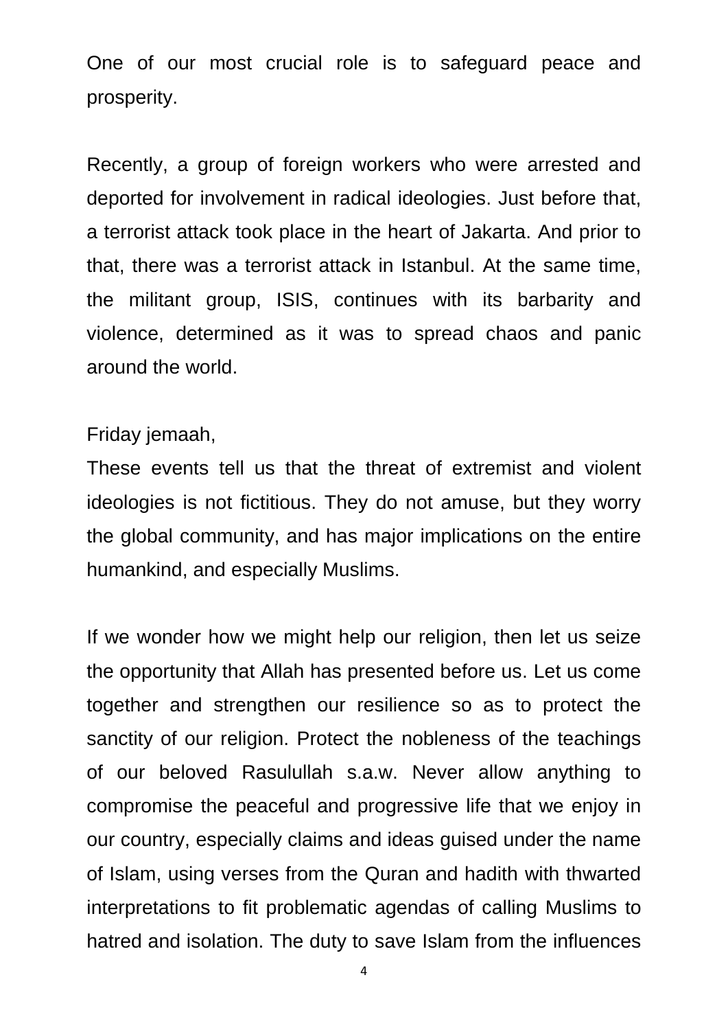One of our most crucial role is to safeguard peace and prosperity.

Recently, a group of foreign workers who were arrested and deported for involvement in radical ideologies. Just before that, a terrorist attack took place in the heart of Jakarta. And prior to that, there was a terrorist attack in Istanbul. At the same time, the militant group, ISIS, continues with its barbarity and violence, determined as it was to spread chaos and panic around the world.

Friday jemaah,
These events tell us that the threat of extremist and violent ideologies is not fictitious. They do not amuse, but they worry the global community, and has major implications on the entire humankind, and especially Muslims.

If we wonder how we might help our religion, then let us seize the opportunity that Allah has presented before us. Let us come together and strengthen our resilience so as to protect the sanctity of our religion. Protect the nobleness of the teachings of our beloved Rasulullah s.a.w. Never allow anything to compromise the peaceful and progressive life that we enjoy in our country, especially claims and ideas guised under the name of Islam, using verses from the Quran and hadith with thwarted interpretations to fit problematic agendas of calling Muslims to hatred and isolation. The duty to save Islam from the influences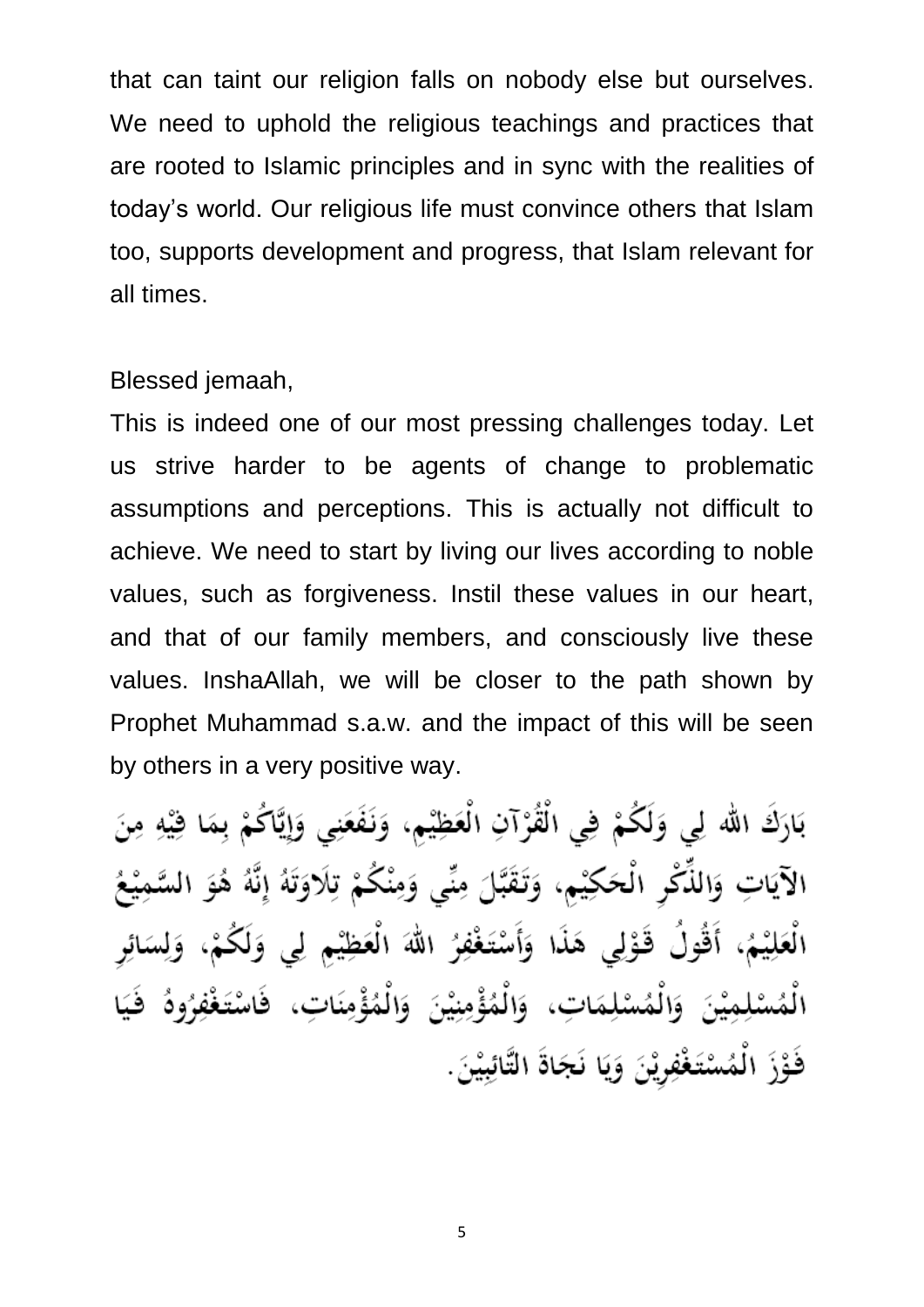that can taint our religion falls on nobody else but ourselves. We need to uphold the religious teachings and practices that are rooted to Islamic principles and in sync with the realities of today's world. Our religious life must convince others that Islam too, supports development and progress, that Islam relevant for all times.

Blessed jemaah,

This is indeed one of our most pressing challenges today. Let us strive harder to be agents of change to problematic assumptions and perceptions. This is actually not difficult to achieve. We need to start by living our lives according to noble values, such as forgiveness. Instil these values in our heart, and that of our family members, and consciously live these values. InshaAllah, we will be closer to the path shown by Prophet Muhammad s.a.w. and the impact of this will be seen by others in a very positive way.

بَارَكَ اللهُ لِي وَلَكُمْ فِي الْقُرْآنِ الْعَظِيْمِ، وَنَفَعَنِي وَإِيَّاكُمْ بِمَا فِيْهِ مِنَ الآيَاتِ وَالذِّكْرِ الْحَكِيْمِ، وَتَقَبَّلَ مِنِّي وَمِنْكُمْ تِلَاوَتَهُ إِنَّهُ هُوَ السَّمِيْعُ الْعَلِيْمُ، أَقُولُ قَوْلِي هَذَا وَأَسْتَغْفِرُ اللهَ الْعَظِيْمَ لِي وَلَكُمْ، وَلِسَائِرِ الْمُسْلِمِيْنَ وَالْمُسْلِمَاتِ، وَالْمُؤْمِنِيْنَ وَالْمُؤْمِنَاتِ، فَاسْتَغْفِرُوهُ فَيَا فَوْزَ الْمُسْتَغْفِرِيْنَ وَيَا نَجَاةَ التَّائِبِيْنَ.